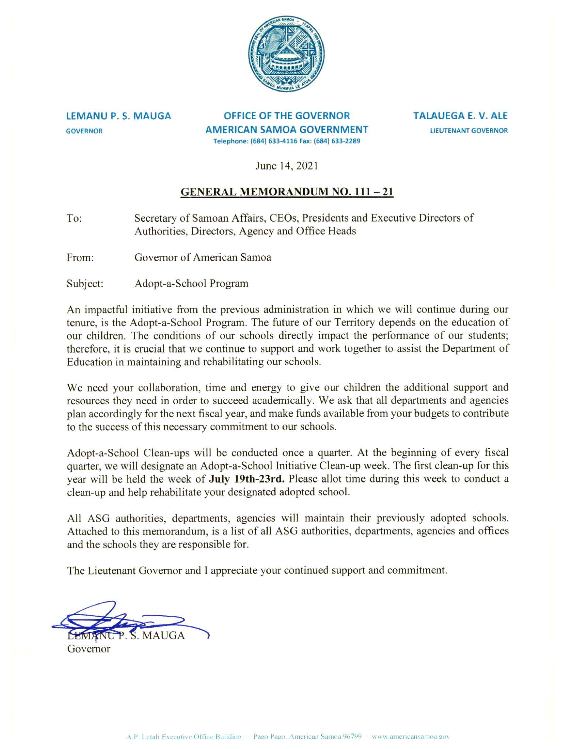**LEMANU P. S. MAUGA**
GOVERNOR

**OFFICE OF THE GOVERNOR**
**AMERICAN SAMOA GOVERNMENT**
Telephone: (684) 633-4116 Fax: (684) 633-2289

**TALAUEGA E. V. ALE**
LIEUTENANT GOVERNOR

June 14, 2021

## GENERAL MEMORANDUM NO. 111 – 21

To: Secretary of Samoan Affairs, CEOs, Presidents and Executive Directors of Authorities, Directors, Agency and Office Heads

From: Governor of American Samoa

Subject: Adopt-a-School Program

An impactful initiative from the previous administration in which we will continue during our tenure, is the Adopt-a-School Program. The future of our Territory depends on the education of our children. The conditions of our schools directly impact the performance of our students; therefore, it is crucial that we continue to support and work together to assist the Department of Education in maintaining and rehabilitating our schools.

We need your collaboration, time and energy to give our children the additional support and resources they need in order to succeed academically. We ask that all departments and agencies plan accordingly for the next fiscal year, and make funds available from your budgets to contribute to the success of this necessary commitment to our schools.

Adopt-a-School Clean-ups will be conducted once a quarter. At the beginning of every fiscal quarter, we will designate an Adopt-a-School Initiative Clean-up week. The first clean-up for this year will be held the week of **July 19th-23rd.** Please allot time during this week to conduct a clean-up and help rehabilitate your designated adopted school.

All ASG authorities, departments, agencies will maintain their previously adopted schools. Attached to this memorandum, is a list of all ASG authorities, departments, agencies and offices and the schools they are responsible for.

The Lieutenant Governor and I appreciate your continued support and commitment.

LEMANU P. S. MAUGA
Governor

A.P. Lutali Executive Office Building · Pago Pago, American Samoa 96799 · www.americansamoa.gov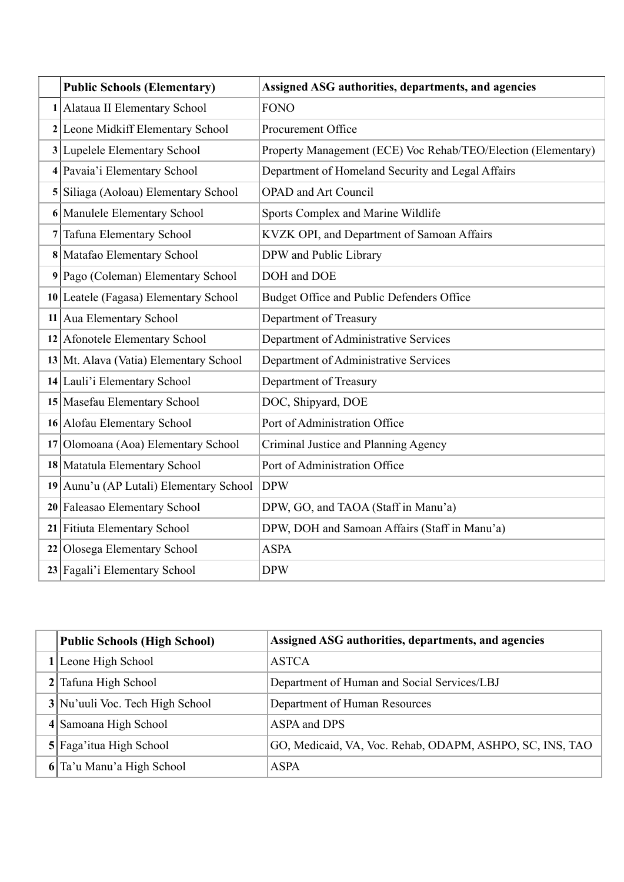| | **Public Schools (Elementary)** | **Assigned ASG authorities, departments, and agencies** |
|---|---|---|
| **1** | Alataua II Elementary School | FONO |
| **2** | Leone Midkiff Elementary School | Procurement Office |
| **3** | Lupelele Elementary School | Property Management (ECE) Voc Rehab/TEO/Election (Elementary) |
| **4** | Pavaia'i Elementary School | Department of Homeland Security and Legal Affairs |
| **5** | Siliaga (Aoloau) Elementary School | OPAD and Art Council |
| **6** | Manulele Elementary School | Sports Complex and Marine Wildlife |
| **7** | Tafuna Elementary School | KVZK OPI, and Department of Samoan Affairs |
| **8** | Matafao Elementary School | DPW and Public Library |
| **9** | Pago (Coleman) Elementary School | DOH and DOE |
| **10** | Leatele (Fagasa) Elementary School | Budget Office and Public Defenders Office |
| **11** | Aua Elementary School | Department of Treasury |
| **12** | Afonotele Elementary School | Department of Administrative Services |
| **13** | Mt. Alava (Vatia) Elementary School | Department of Administrative Services |
| **14** | Lauli'i Elementary School | Department of Treasury |
| **15** | Masefau Elementary School | DOC, Shipyard, DOE |
| **16** | Alofau Elementary School | Port of Administration Office |
| **17** | Olomoana (Aoa) Elementary School | Criminal Justice and Planning Agency |
| **18** | Matatula Elementary School | Port of Administration Office |
| **19** | Aunu'u (AP Lutali) Elementary School | DPW |
| **20** | Faleasao Elementary School | DPW, GO, and TAOA (Staff in Manu'a) |
| **21** | Fitiuta Elementary School | DPW, DOH and Samoan Affairs (Staff in Manu'a) |
| **22** | Olosega Elementary School | ASPA |
| **23** | Fagali'i Elementary School | DPW |

| | **Public Schools (High School)** | **Assigned ASG authorities, departments, and agencies** |
|---|---|---|
| **1** | Leone High School | ASTCA |
| **2** | Tafuna High School | Department of Human and Social Services/LBJ |
| **3** | Nu'uuli Voc. Tech High School | Department of Human Resources |
| **4** | Samoana High School | ASPA and DPS |
| **5** | Faga'itua High School | GO, Medicaid, VA, Voc. Rehab, ODAPM, ASHPO, SC, INS, TAO |
| **6** | Ta'u Manu'a High School | ASPA |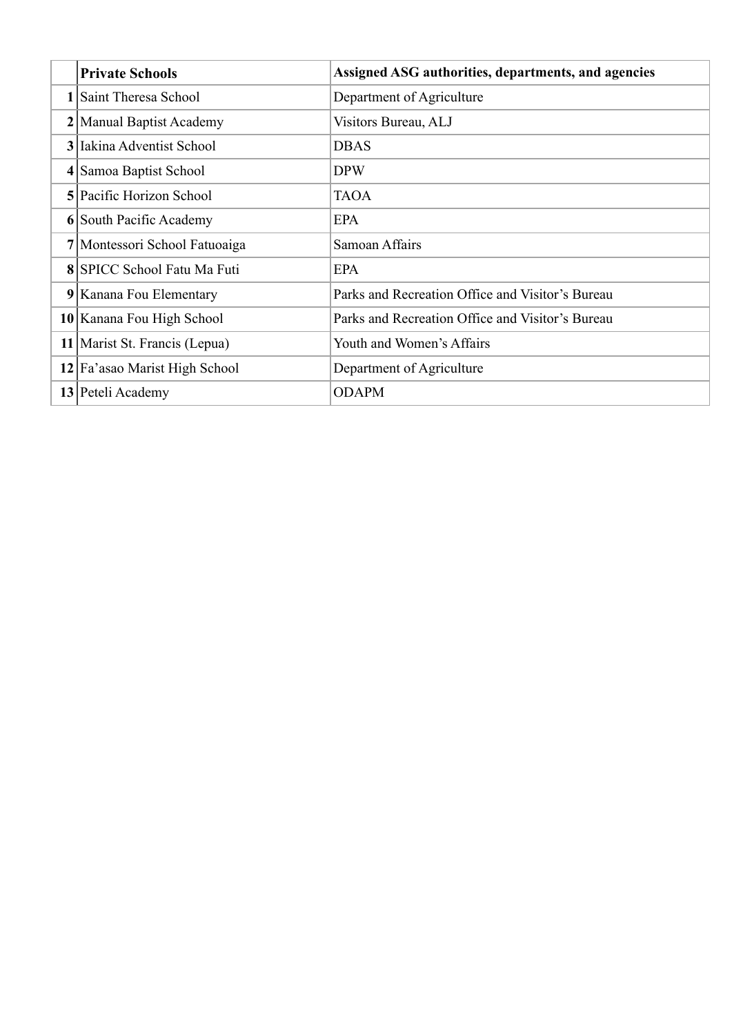| | Private Schools | Assigned ASG authorities, departments, and agencies |
|---|---|---|
| 1 | Saint Theresa School | Department of Agriculture |
| 2 | Manual Baptist Academy | Visitors Bureau, ALJ |
| 3 | Iakina Adventist School | DBAS |
| 4 | Samoa Baptist School | DPW |
| 5 | Pacific Horizon School | TAOA |
| 6 | South Pacific Academy | EPA |
| 7 | Montessori School Fatuoaiga | Samoan Affairs |
| 8 | SPICC School Fatu Ma Futi | EPA |
| 9 | Kanana Fou Elementary | Parks and Recreation Office and Visitor's Bureau |
| 10 | Kanana Fou High School | Parks and Recreation Office and Visitor's Bureau |
| 11 | Marist St. Francis (Lepua) | Youth and Women's Affairs |
| 12 | Fa'asao Marist High School | Department of Agriculture |
| 13 | Peteli Academy | ODAPM |